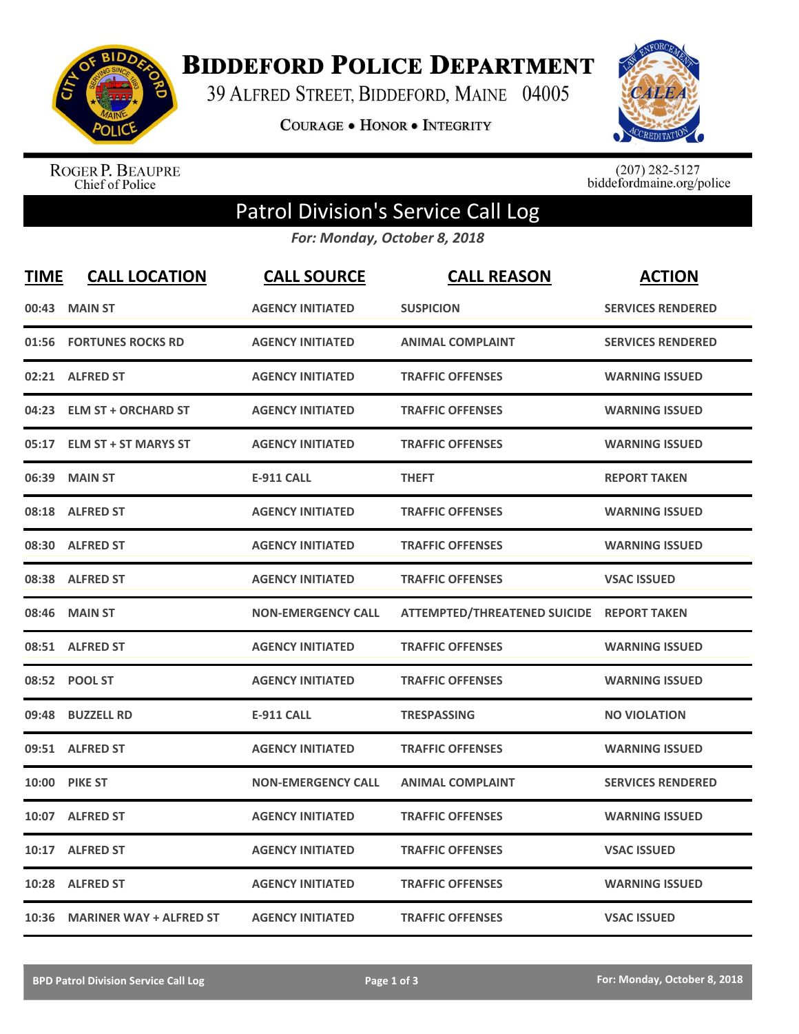# Biddeford Police Department

39 Alfred Street, Biddeford, Maine 04005

Courage • Honor • Integrity

Roger P. Beaupre
Chief of Police

(207) 282-5127
biddefordmaine.org/police

## Patrol Division's Service Call Log

*For: Monday, October 8, 2018*

| TIME | CALL LOCATION | CALL SOURCE | CALL REASON | ACTION |
|---|---|---|---|---|
| 00:43 | MAIN ST | AGENCY INITIATED | SUSPICION | SERVICES RENDERED |
| 01:56 | FORTUNES ROCKS RD | AGENCY INITIATED | ANIMAL COMPLAINT | SERVICES RENDERED |
| 02:21 | ALFRED ST | AGENCY INITIATED | TRAFFIC OFFENSES | WARNING ISSUED |
| 04:23 | ELM ST + ORCHARD ST | AGENCY INITIATED | TRAFFIC OFFENSES | WARNING ISSUED |
| 05:17 | ELM ST + ST MARYS ST | AGENCY INITIATED | TRAFFIC OFFENSES | WARNING ISSUED |
| 06:39 | MAIN ST | E-911 CALL | THEFT | REPORT TAKEN |
| 08:18 | ALFRED ST | AGENCY INITIATED | TRAFFIC OFFENSES | WARNING ISSUED |
| 08:30 | ALFRED ST | AGENCY INITIATED | TRAFFIC OFFENSES | WARNING ISSUED |
| 08:38 | ALFRED ST | AGENCY INITIATED | TRAFFIC OFFENSES | VSAC ISSUED |
| 08:46 | MAIN ST | NON-EMERGENCY CALL | ATTEMPTED/THREATENED SUICIDE | REPORT TAKEN |
| 08:51 | ALFRED ST | AGENCY INITIATED | TRAFFIC OFFENSES | WARNING ISSUED |
| 08:52 | POOL ST | AGENCY INITIATED | TRAFFIC OFFENSES | WARNING ISSUED |
| 09:48 | BUZZELL RD | E-911 CALL | TRESPASSING | NO VIOLATION |
| 09:51 | ALFRED ST | AGENCY INITIATED | TRAFFIC OFFENSES | WARNING ISSUED |
| 10:00 | PIKE ST | NON-EMERGENCY CALL | ANIMAL COMPLAINT | SERVICES RENDERED |
| 10:07 | ALFRED ST | AGENCY INITIATED | TRAFFIC OFFENSES | WARNING ISSUED |
| 10:17 | ALFRED ST | AGENCY INITIATED | TRAFFIC OFFENSES | VSAC ISSUED |
| 10:28 | ALFRED ST | AGENCY INITIATED | TRAFFIC OFFENSES | WARNING ISSUED |
| 10:36 | MARINER WAY + ALFRED ST | AGENCY INITIATED | TRAFFIC OFFENSES | VSAC ISSUED |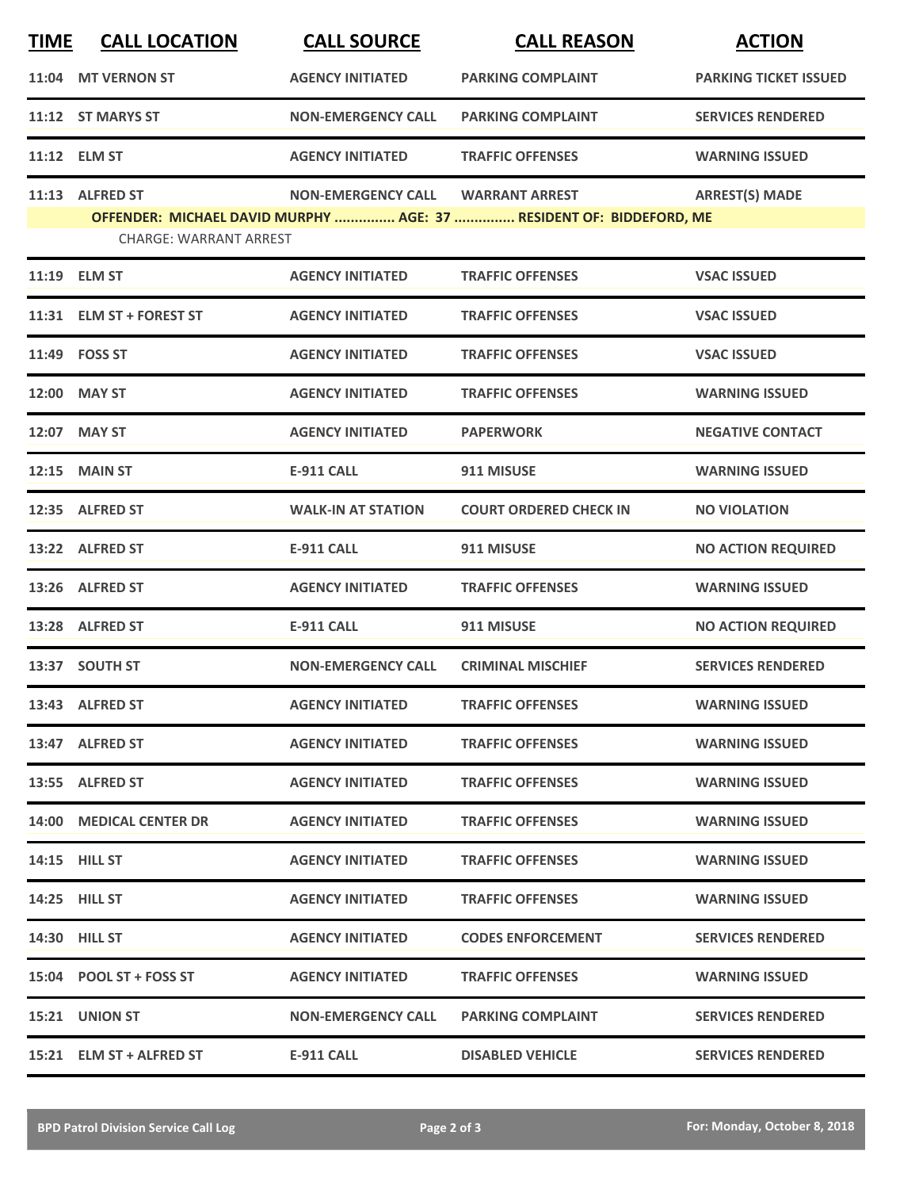| TIME | CALL LOCATION | CALL SOURCE | CALL REASON | ACTION |
|---|---|---|---|---|
| 11:04 | MT VERNON ST | AGENCY INITIATED | PARKING COMPLAINT | PARKING TICKET ISSUED |
| 11:12 | ST MARYS ST | NON-EMERGENCY CALL | PARKING COMPLAINT | SERVICES RENDERED |
| 11:12 | ELM ST | AGENCY INITIATED | TRAFFIC OFFENSES | WARNING ISSUED |
| 11:13 | ALFRED ST | NON-EMERGENCY CALL | WARRANT ARREST | ARREST(S) MADE |
| | OFFENDER: MICHAEL DAVID MURPHY ............... AGE: 37 ............... RESIDENT OF: BIDDEFORD, ME | | | |
| | CHARGE: WARRANT ARREST | | | |
| 11:19 | ELM ST | AGENCY INITIATED | TRAFFIC OFFENSES | VSAC ISSUED |
| 11:31 | ELM ST + FOREST ST | AGENCY INITIATED | TRAFFIC OFFENSES | VSAC ISSUED |
| 11:49 | FOSS ST | AGENCY INITIATED | TRAFFIC OFFENSES | VSAC ISSUED |
| 12:00 | MAY ST | AGENCY INITIATED | TRAFFIC OFFENSES | WARNING ISSUED |
| 12:07 | MAY ST | AGENCY INITIATED | PAPERWORK | NEGATIVE CONTACT |
| 12:15 | MAIN ST | E-911 CALL | 911 MISUSE | WARNING ISSUED |
| 12:35 | ALFRED ST | WALK-IN AT STATION | COURT ORDERED CHECK IN | NO VIOLATION |
| 13:22 | ALFRED ST | E-911 CALL | 911 MISUSE | NO ACTION REQUIRED |
| 13:26 | ALFRED ST | AGENCY INITIATED | TRAFFIC OFFENSES | WARNING ISSUED |
| 13:28 | ALFRED ST | E-911 CALL | 911 MISUSE | NO ACTION REQUIRED |
| 13:37 | SOUTH ST | NON-EMERGENCY CALL | CRIMINAL MISCHIEF | SERVICES RENDERED |
| 13:43 | ALFRED ST | AGENCY INITIATED | TRAFFIC OFFENSES | WARNING ISSUED |
| 13:47 | ALFRED ST | AGENCY INITIATED | TRAFFIC OFFENSES | WARNING ISSUED |
| 13:55 | ALFRED ST | AGENCY INITIATED | TRAFFIC OFFENSES | WARNING ISSUED |
| 14:00 | MEDICAL CENTER DR | AGENCY INITIATED | TRAFFIC OFFENSES | WARNING ISSUED |
| 14:15 | HILL ST | AGENCY INITIATED | TRAFFIC OFFENSES | WARNING ISSUED |
| 14:25 | HILL ST | AGENCY INITIATED | TRAFFIC OFFENSES | WARNING ISSUED |
| 14:30 | HILL ST | AGENCY INITIATED | CODES ENFORCEMENT | SERVICES RENDERED |
| 15:04 | POOL ST + FOSS ST | AGENCY INITIATED | TRAFFIC OFFENSES | WARNING ISSUED |
| 15:21 | UNION ST | NON-EMERGENCY CALL | PARKING COMPLAINT | SERVICES RENDERED |
| 15:21 | ELM ST + ALFRED ST | E-911 CALL | DISABLED VEHICLE | SERVICES RENDERED |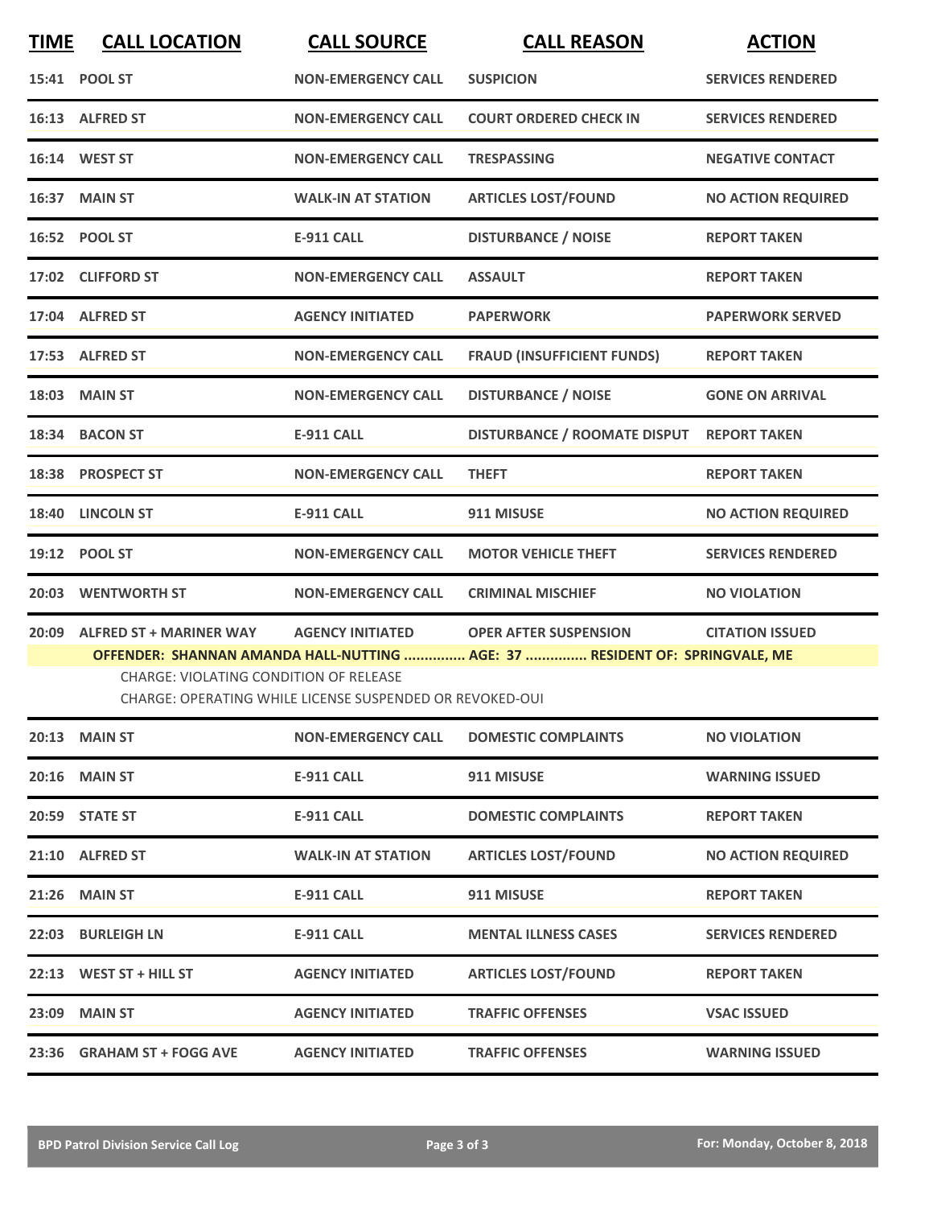| TIME | CALL LOCATION | CALL SOURCE | CALL REASON | ACTION |
|---|---|---|---|---|
| 15:41 | POOL ST | NON-EMERGENCY CALL | SUSPICION | SERVICES RENDERED |
| 16:13 | ALFRED ST | NON-EMERGENCY CALL | COURT ORDERED CHECK IN | SERVICES RENDERED |
| 16:14 | WEST ST | NON-EMERGENCY CALL | TRESPASSING | NEGATIVE CONTACT |
| 16:37 | MAIN ST | WALK-IN AT STATION | ARTICLES LOST/FOUND | NO ACTION REQUIRED |
| 16:52 | POOL ST | E-911 CALL | DISTURBANCE / NOISE | REPORT TAKEN |
| 17:02 | CLIFFORD ST | NON-EMERGENCY CALL | ASSAULT | REPORT TAKEN |
| 17:04 | ALFRED ST | AGENCY INITIATED | PAPERWORK | PAPERWORK SERVED |
| 17:53 | ALFRED ST | NON-EMERGENCY CALL | FRAUD (INSUFFICIENT FUNDS) | REPORT TAKEN |
| 18:03 | MAIN ST | NON-EMERGENCY CALL | DISTURBANCE / NOISE | GONE ON ARRIVAL |
| 18:34 | BACON ST | E-911 CALL | DISTURBANCE / ROOMATE DISPUT | REPORT TAKEN |
| 18:38 | PROSPECT ST | NON-EMERGENCY CALL | THEFT | REPORT TAKEN |
| 18:40 | LINCOLN ST | E-911 CALL | 911 MISUSE | NO ACTION REQUIRED |
| 19:12 | POOL ST | NON-EMERGENCY CALL | MOTOR VEHICLE THEFT | SERVICES RENDERED |
| 20:03 | WENTWORTH ST | NON-EMERGENCY CALL | CRIMINAL MISCHIEF | NO VIOLATION |
| 20:09 | ALFRED ST + MARINER WAY | AGENCY INITIATED | OPER AFTER SUSPENSION | CITATION ISSUED |

**OFFENDER: SHANNAN AMANDA HALL-NUTTING ............... AGE: 37 ............... RESIDENT OF: SPRINGVALE, ME**

CHARGE: VIOLATING CONDITION OF RELEASE

CHARGE: OPERATING WHILE LICENSE SUSPENDED OR REVOKED-OUI

| TIME | CALL LOCATION | CALL SOURCE | CALL REASON | ACTION |
|---|---|---|---|---|
| 20:13 | MAIN ST | NON-EMERGENCY CALL | DOMESTIC COMPLAINTS | NO VIOLATION |
| 20:16 | MAIN ST | E-911 CALL | 911 MISUSE | WARNING ISSUED |
| 20:59 | STATE ST | E-911 CALL | DOMESTIC COMPLAINTS | REPORT TAKEN |
| 21:10 | ALFRED ST | WALK-IN AT STATION | ARTICLES LOST/FOUND | NO ACTION REQUIRED |
| 21:26 | MAIN ST | E-911 CALL | 911 MISUSE | REPORT TAKEN |
| 22:03 | BURLEIGH LN | E-911 CALL | MENTAL ILLNESS CASES | SERVICES RENDERED |
| 22:13 | WEST ST + HILL ST | AGENCY INITIATED | ARTICLES LOST/FOUND | REPORT TAKEN |
| 23:09 | MAIN ST | AGENCY INITIATED | TRAFFIC OFFENSES | VSAC ISSUED |
| 23:36 | GRAHAM ST + FOGG AVE | AGENCY INITIATED | TRAFFIC OFFENSES | WARNING ISSUED |